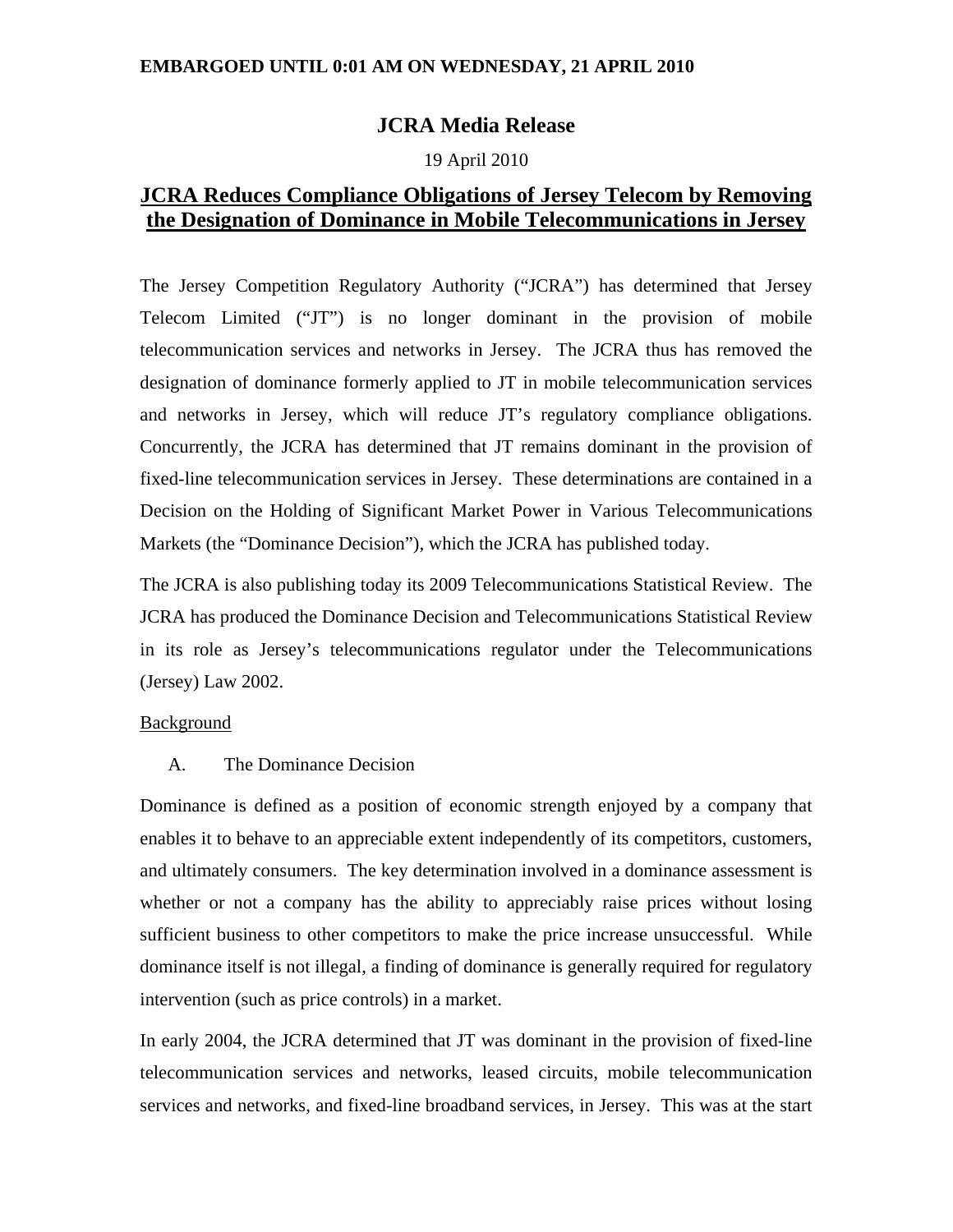**EMBARGOED UNTIL 0:01 AM ON WEDNESDAY, 21 APRIL 2010**

# JCRA Media Release

19 April 2010

## JCRA Reduces Compliance Obligations of Jersey Telecom by Removing the Designation of Dominance in Mobile Telecommunications in Jersey

The Jersey Competition Regulatory Authority ("JCRA") has determined that Jersey Telecom Limited ("JT") is no longer dominant in the provision of mobile telecommunication services and networks in Jersey. The JCRA thus has removed the designation of dominance formerly applied to JT in mobile telecommunication services and networks in Jersey, which will reduce JT's regulatory compliance obligations. Concurrently, the JCRA has determined that JT remains dominant in the provision of fixed-line telecommunication services in Jersey. These determinations are contained in a Decision on the Holding of Significant Market Power in Various Telecommunications Markets (the "Dominance Decision"), which the JCRA has published today.

The JCRA is also publishing today its 2009 Telecommunications Statistical Review. The JCRA has produced the Dominance Decision and Telecommunications Statistical Review in its role as Jersey's telecommunications regulator under the Telecommunications (Jersey) Law 2002.

Background

A. The Dominance Decision

Dominance is defined as a position of economic strength enjoyed by a company that enables it to behave to an appreciable extent independently of its competitors, customers, and ultimately consumers. The key determination involved in a dominance assessment is whether or not a company has the ability to appreciably raise prices without losing sufficient business to other competitors to make the price increase unsuccessful. While dominance itself is not illegal, a finding of dominance is generally required for regulatory intervention (such as price controls) in a market.

In early 2004, the JCRA determined that JT was dominant in the provision of fixed-line telecommunication services and networks, leased circuits, mobile telecommunication services and networks, and fixed-line broadband services, in Jersey. This was at the start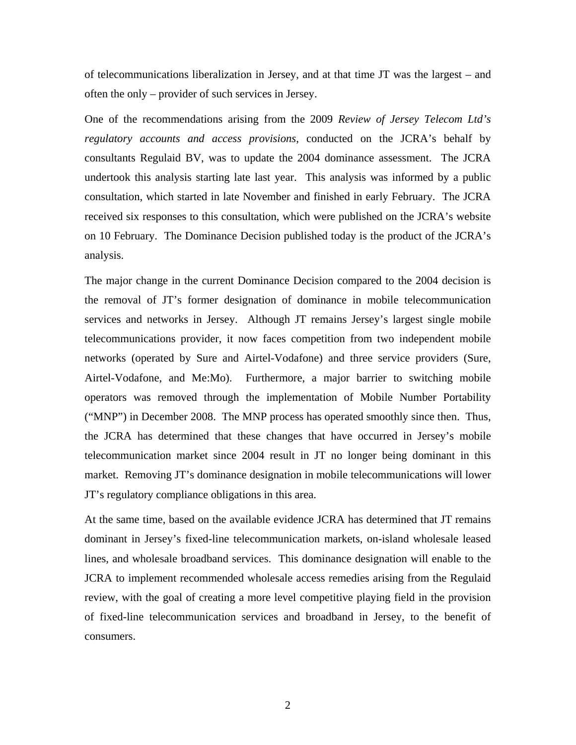of telecommunications liberalization in Jersey, and at that time JT was the largest – and often the only – provider of such services in Jersey.

One of the recommendations arising from the 2009 *Review of Jersey Telecom Ltd's regulatory accounts and access provisions*, conducted on the JCRA's behalf by consultants Regulaid BV, was to update the 2004 dominance assessment. The JCRA undertook this analysis starting late last year. This analysis was informed by a public consultation, which started in late November and finished in early February. The JCRA received six responses to this consultation, which were published on the JCRA's website on 10 February. The Dominance Decision published today is the product of the JCRA's analysis.

The major change in the current Dominance Decision compared to the 2004 decision is the removal of JT's former designation of dominance in mobile telecommunication services and networks in Jersey. Although JT remains Jersey's largest single mobile telecommunications provider, it now faces competition from two independent mobile networks (operated by Sure and Airtel-Vodafone) and three service providers (Sure, Airtel-Vodafone, and Me:Mo). Furthermore, a major barrier to switching mobile operators was removed through the implementation of Mobile Number Portability ("MNP") in December 2008. The MNP process has operated smoothly since then. Thus, the JCRA has determined that these changes that have occurred in Jersey's mobile telecommunication market since 2004 result in JT no longer being dominant in this market. Removing JT's dominance designation in mobile telecommunications will lower JT's regulatory compliance obligations in this area.

At the same time, based on the available evidence JCRA has determined that JT remains dominant in Jersey's fixed-line telecommunication markets, on-island wholesale leased lines, and wholesale broadband services. This dominance designation will enable to the JCRA to implement recommended wholesale access remedies arising from the Regulaid review, with the goal of creating a more level competitive playing field in the provision of fixed-line telecommunication services and broadband in Jersey, to the benefit of consumers.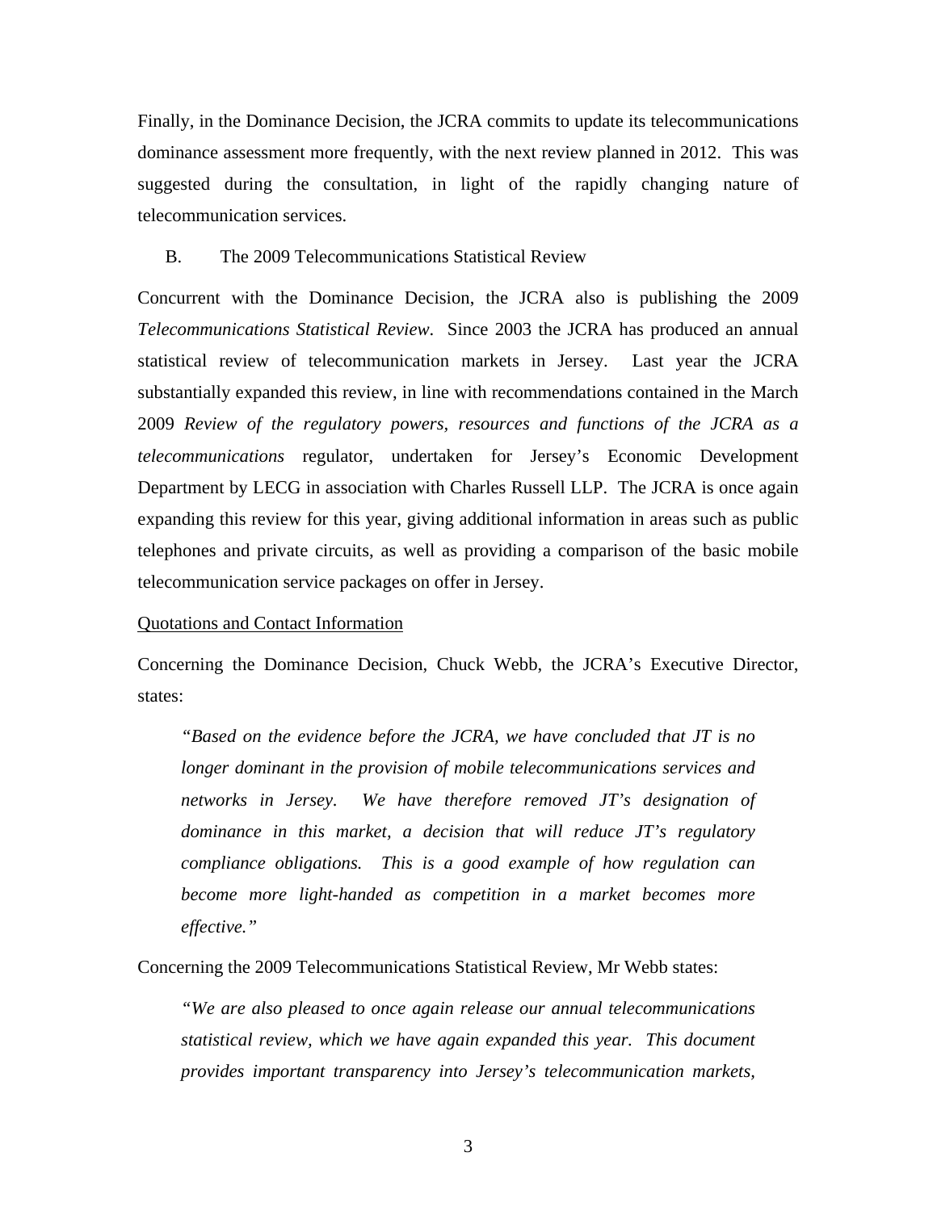Finally, in the Dominance Decision, the JCRA commits to update its telecommunications dominance assessment more frequently, with the next review planned in 2012. This was suggested during the consultation, in light of the rapidly changing nature of telecommunication services.

### B. The 2009 Telecommunications Statistical Review

Concurrent with the Dominance Decision, the JCRA also is publishing the 2009 *Telecommunications Statistical Review*. Since 2003 the JCRA has produced an annual statistical review of telecommunication markets in Jersey. Last year the JCRA substantially expanded this review, in line with recommendations contained in the March 2009 *Review of the regulatory powers, resources and functions of the JCRA as a telecommunications* regulator, undertaken for Jersey's Economic Development Department by LECG in association with Charles Russell LLP. The JCRA is once again expanding this review for this year, giving additional information in areas such as public telephones and private circuits, as well as providing a comparison of the basic mobile telecommunication service packages on offer in Jersey.

<u>Quotations and Contact Information</u>

Concerning the Dominance Decision, Chuck Webb, the JCRA's Executive Director, states:

> *"Based on the evidence before the JCRA, we have concluded that JT is no longer dominant in the provision of mobile telecommunications services and networks in Jersey. We have therefore removed JT's designation of dominance in this market, a decision that will reduce JT's regulatory compliance obligations. This is a good example of how regulation can become more light-handed as competition in a market becomes more effective."*

Concerning the 2009 Telecommunications Statistical Review, Mr Webb states:

> *"We are also pleased to once again release our annual telecommunications statistical review, which we have again expanded this year. This document provides important transparency into Jersey's telecommunication markets,*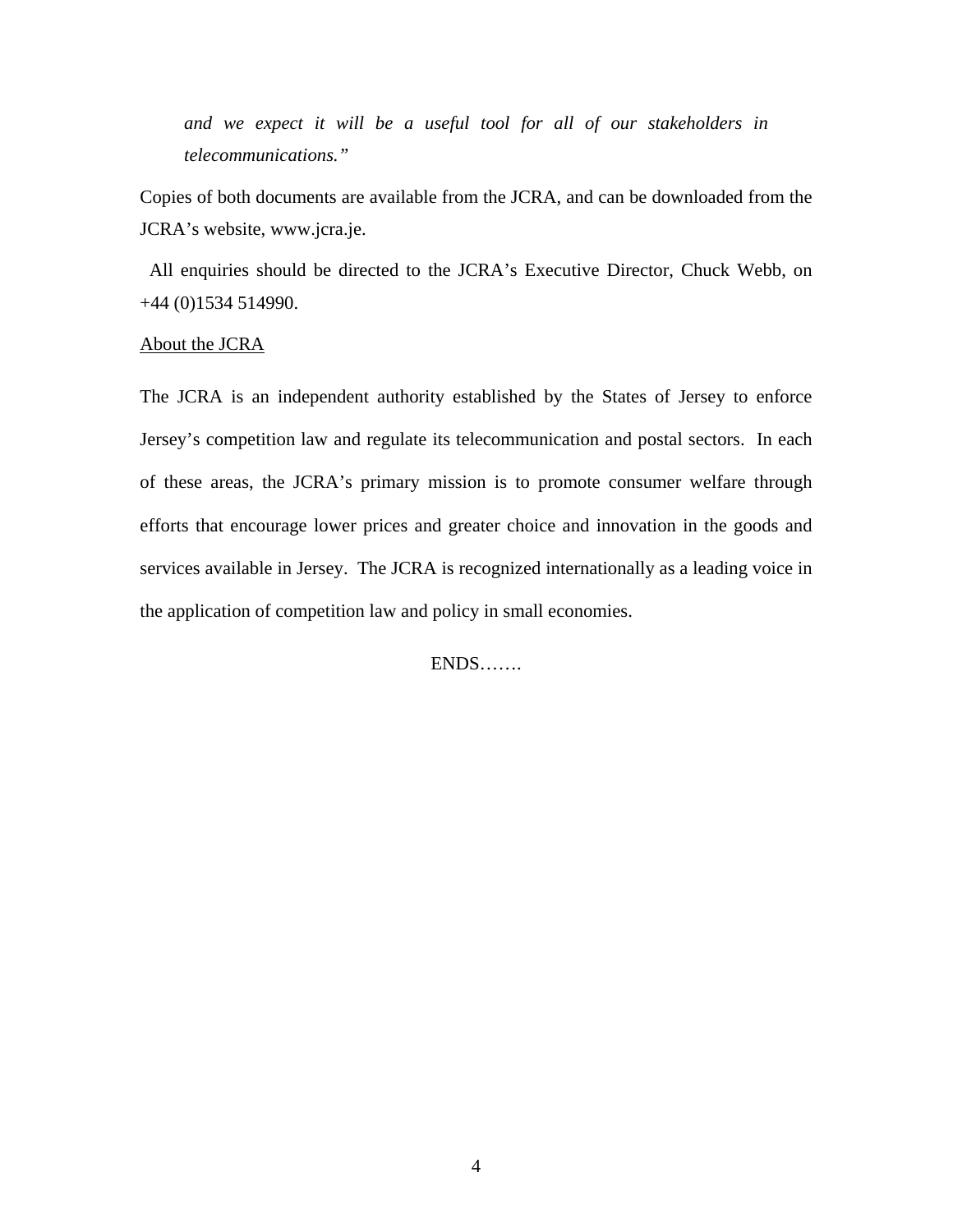*and we expect it will be a useful tool for all of our stakeholders in telecommunications."*

Copies of both documents are available from the JCRA, and can be downloaded from the JCRA's website, www.jcra.je.

All enquiries should be directed to the JCRA's Executive Director, Chuck Webb, on +44 (0)1534 514990.

About the JCRA

The JCRA is an independent authority established by the States of Jersey to enforce Jersey's competition law and regulate its telecommunication and postal sectors. In each of these areas, the JCRA's primary mission is to promote consumer welfare through efforts that encourage lower prices and greater choice and innovation in the goods and services available in Jersey. The JCRA is recognized internationally as a leading voice in the application of competition law and policy in small economies.

ENDS…….